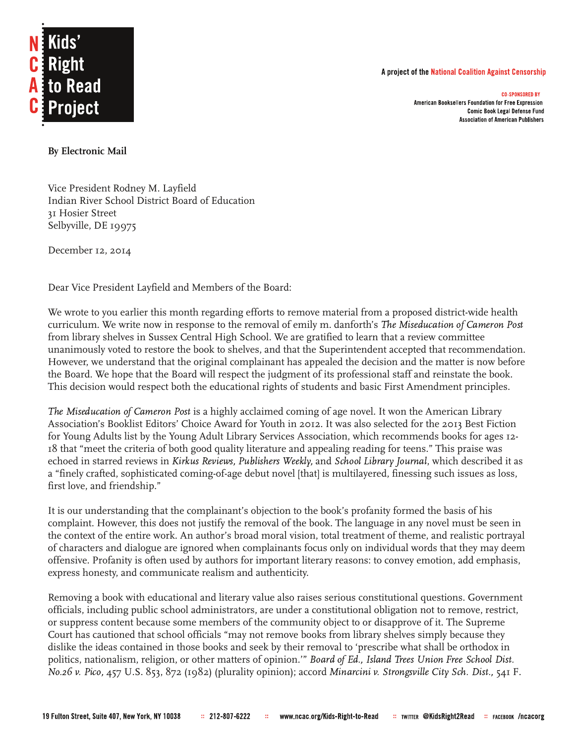**NCAC Kids' Right to Read Project**

A project of the National Coalition Against Censorship

CO-SPONSORED BY
American Booksellers Foundation for Free Expression
Comic Book Legal Defense Fund
Association of American Publishers

**By Electronic Mail**

Vice President Rodney M. Layfield
Indian River School District Board of Education
31 Hosier Street
Selbyville, DE 19975

December 12, 2014

Dear Vice President Layfield and Members of the Board:

We wrote to you earlier this month regarding efforts to remove material from a proposed district-wide health curriculum. We write now in response to the removal of emily m. danforth's *The Miseducation of Cameron Post* from library shelves in Sussex Central High School. We are gratified to learn that a review committee unanimously voted to restore the book to shelves, and that the Superintendent accepted that recommendation. However, we understand that the original complainant has appealed the decision and the matter is now before the Board. We hope that the Board will respect the judgment of its professional staff and reinstate the book. This decision would respect both the educational rights of students and basic First Amendment principles.

*The Miseducation of Cameron Post* is a highly acclaimed coming of age novel. It won the American Library Association's Booklist Editors' Choice Award for Youth in 2012. It was also selected for the 2013 Best Fiction for Young Adults list by the Young Adult Library Services Association, which recommends books for ages 12-18 that "meet the criteria of both good quality literature and appealing reading for teens." This praise was echoed in starred reviews in *Kirkus Reviews, Publishers Weekly,* and *School Library Journal*, which described it as a "finely crafted, sophisticated coming-of-age debut novel [that] is multilayered, finessing such issues as loss, first love, and friendship."

It is our understanding that the complainant's objection to the book's profanity formed the basis of his complaint. However, this does not justify the removal of the book. The language in any novel must be seen in the context of the entire work. An author's broad moral vision, total treatment of theme, and realistic portrayal of characters and dialogue are ignored when complainants focus only on individual words that they may deem offensive. Profanity is often used by authors for important literary reasons: to convey emotion, add emphasis, express honesty, and communicate realism and authenticity.

Removing a book with educational and literary value also raises serious constitutional questions. Government officials, including public school administrators, are under a constitutional obligation not to remove, restrict, or suppress content because some members of the community object to or disapprove of it. The Supreme Court has cautioned that school officials "may not remove books from library shelves simply because they dislike the ideas contained in those books and seek by their removal to 'prescribe what shall be orthodox in politics, nationalism, religion, or other matters of opinion.'" *Board of Ed., Island Trees Union Free School Dist. No.26 v. Pico*, 457 U.S. 853, 872 (1982) (plurality opinion); accord *Minarcini v. Strongsville City Sch. Dist.*, 541 F.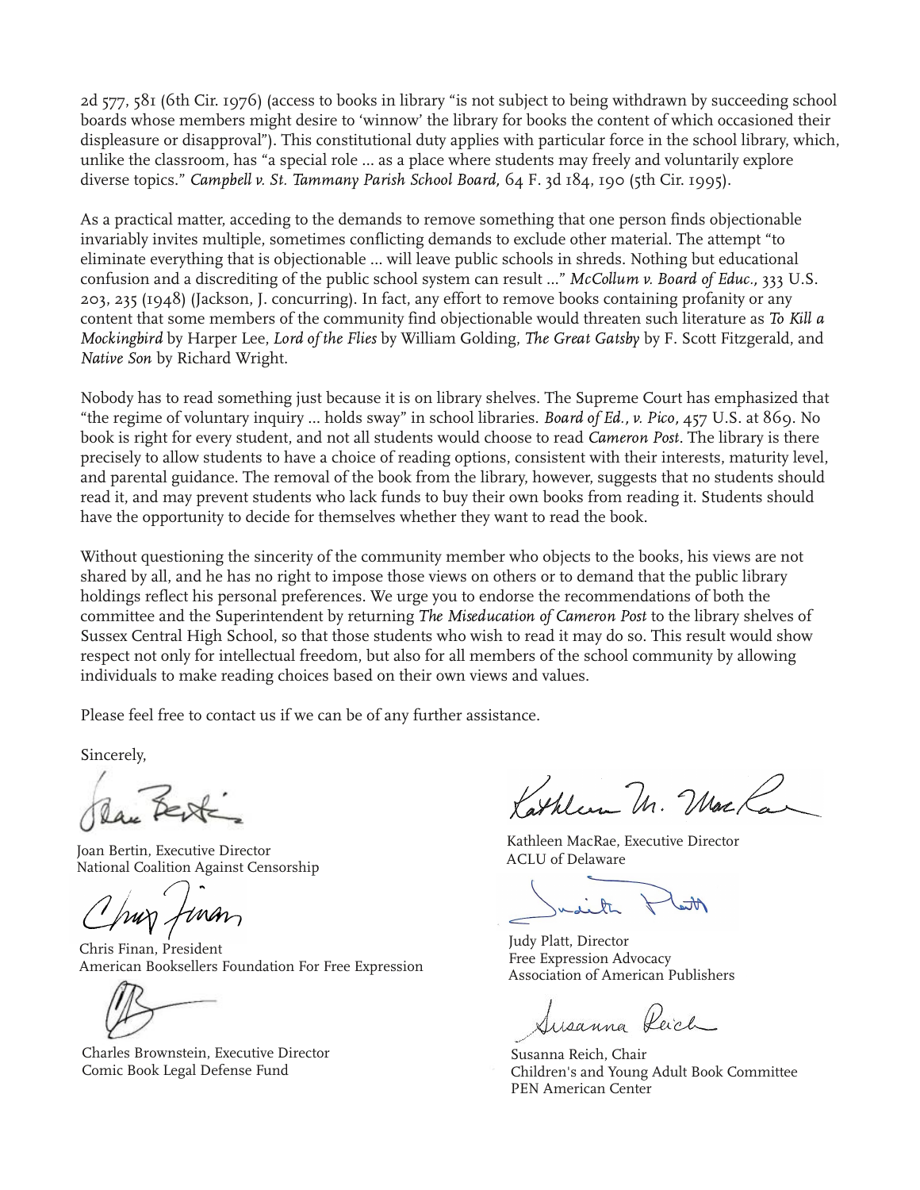2d 577, 581 (6th Cir. 1976) (access to books in library "is not subject to being withdrawn by succeeding school boards whose members might desire to 'winnow' the library for books the content of which occasioned their displeasure or disapproval"). This constitutional duty applies with particular force in the school library, which, unlike the classroom, has "a special role ... as a place where students may freely and voluntarily explore diverse topics." *Campbell v. St. Tammany Parish School Board,* 64 F. 3d 184, 190 (5th Cir. 1995).

As a practical matter, acceding to the demands to remove something that one person finds objectionable invariably invites multiple, sometimes conflicting demands to exclude other material. The attempt "to eliminate everything that is objectionable ... will leave public schools in shreds. Nothing but educational confusion and a discrediting of the public school system can result ..." *McCollum v. Board of Educ.,* 333 U.S. 203, 235 (1948) (Jackson, J. concurring). In fact, any effort to remove books containing profanity or any content that some members of the community find objectionable would threaten such literature as *To Kill a Mockingbird* by Harper Lee, *Lord of the Flies* by William Golding, *The Great Gatsby* by F. Scott Fitzgerald, and *Native Son* by Richard Wright.

Nobody has to read something just because it is on library shelves. The Supreme Court has emphasized that "the regime of voluntary inquiry ... holds sway" in school libraries. *Board of Ed., v. Pico,* 457 U.S. at 869. No book is right for every student, and not all students would choose to read *Cameron Post*. The library is there precisely to allow students to have a choice of reading options, consistent with their interests, maturity level, and parental guidance. The removal of the book from the library, however, suggests that no students should read it, and may prevent students who lack funds to buy their own books from reading it. Students should have the opportunity to decide for themselves whether they want to read the book.

Without questioning the sincerity of the community member who objects to the books, his views are not shared by all, and he has no right to impose those views on others or to demand that the public library holdings reflect his personal preferences. We urge you to endorse the recommendations of both the committee and the Superintendent by returning *The Miseducation of Cameron Post* to the library shelves of Sussex Central High School, so that those students who wish to read it may do so. This result would show respect not only for intellectual freedom, but also for all members of the school community by allowing individuals to make reading choices based on their own views and values.

Please feel free to contact us if we can be of any further assistance.

Sincerely,

Joan Bertin, Executive Director
National Coalition Against Censorship

Kathleen MacRae, Executive Director
ACLU of Delaware

Chris Finan, President
American Booksellers Foundation For Free Expression

Judy Platt, Director
Free Expression Advocacy
Association of American Publishers

Charles Brownstein, Executive Director
Comic Book Legal Defense Fund

Susanna Reich, Chair
Children's and Young Adult Book Committee
PEN American Center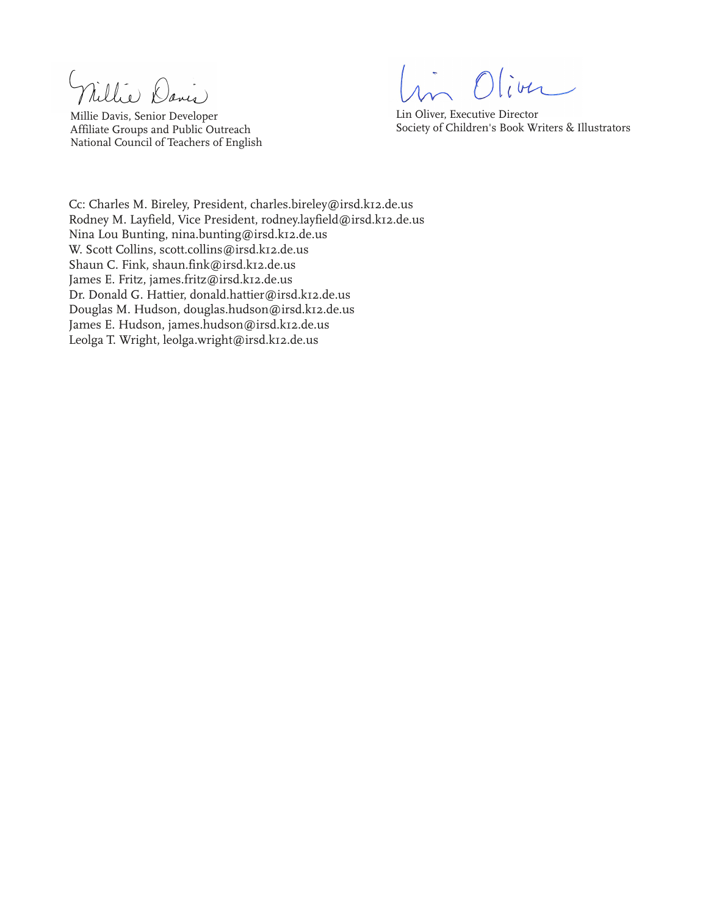Millie Davis, Senior Developer
Affiliate Groups and Public Outreach
National Council of Teachers of English

Lin Oliver, Executive Director
Society of Children's Book Writers & Illustrators

Cc: Charles M. Bireley, President, charles.bireley@irsd.k12.de.us
Rodney M. Layfield, Vice President, rodney.layfield@irsd.k12.de.us
Nina Lou Bunting, nina.bunting@irsd.k12.de.us
W. Scott Collins, scott.collins@irsd.k12.de.us
Shaun C. Fink, shaun.fink@irsd.k12.de.us
James E. Fritz, james.fritz@irsd.k12.de.us
Dr. Donald G. Hattier, donald.hattier@irsd.k12.de.us
Douglas M. Hudson, douglas.hudson@irsd.k12.de.us
James E. Hudson, james.hudson@irsd.k12.de.us
Leolga T. Wright, leolga.wright@irsd.k12.de.us